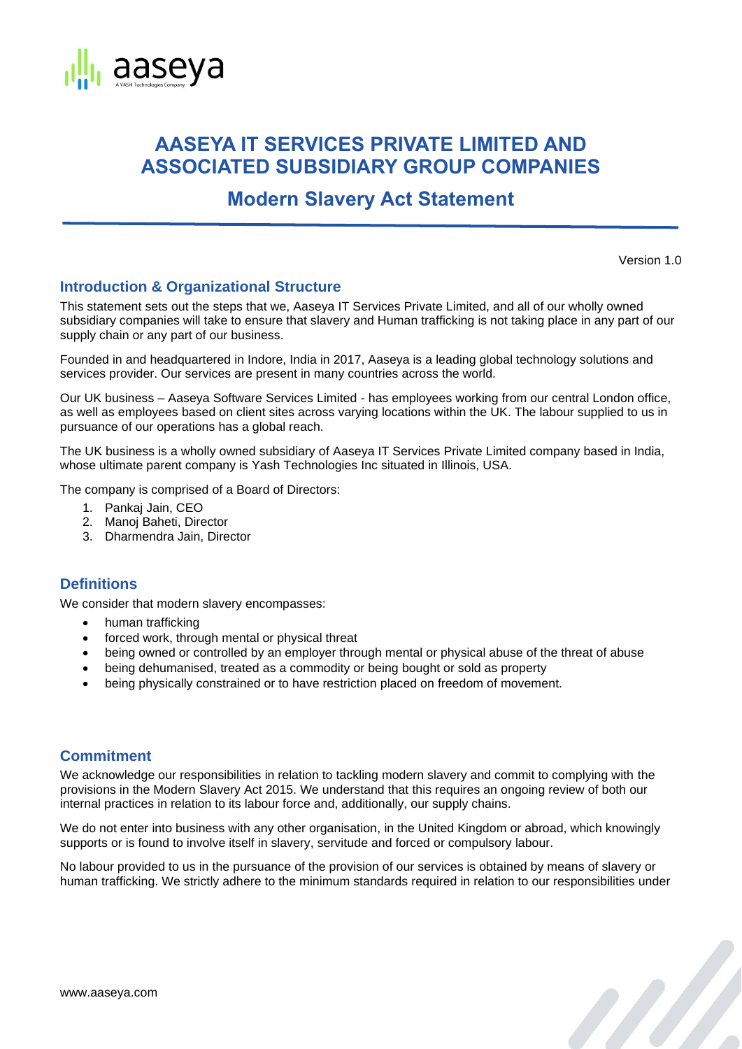# AASEYA IT SERVICES PRIVATE LIMITED AND ASSOCIATED SUBSIDIARY GROUP COMPANIES

## Modern Slavery Act Statement

Version 1.0

### Introduction & Organizational Structure

This statement sets out the steps that we, Aaseya IT Services Private Limited, and all of our wholly owned subsidiary companies will take to ensure that slavery and Human trafficking is not taking place in any part of our supply chain or any part of our business.

Founded in and headquartered in Indore, India in 2017, Aaseya is a leading global technology solutions and services provider. Our services are present in many countries across the world.

Our UK business – Aaseya Software Services Limited - has employees working from our central London office, as well as employees based on client sites across varying locations within the UK. The labour supplied to us in pursuance of our operations has a global reach.

The UK business is a wholly owned subsidiary of Aaseya IT Services Private Limited company based in India, whose ultimate parent company is Yash Technologies Inc situated in Illinois, USA.

The company is comprised of a Board of Directors:

1. Pankaj Jain, CEO
2. Manoj Baheti, Director
3. Dharmendra Jain, Director

### Definitions

We consider that modern slavery encompasses:

- human trafficking
- forced work, through mental or physical threat
- being owned or controlled by an employer through mental or physical abuse of the threat of abuse
- being dehumanised, treated as a commodity or being bought or sold as property
- being physically constrained or to have restriction placed on freedom of movement.

### Commitment

We acknowledge our responsibilities in relation to tackling modern slavery and commit to complying with the provisions in the Modern Slavery Act 2015. We understand that this requires an ongoing review of both our internal practices in relation to its labour force and, additionally, our supply chains.

We do not enter into business with any other organisation, in the United Kingdom or abroad, which knowingly supports or is found to involve itself in slavery, servitude and forced or compulsory labour.

No labour provided to us in the pursuance of the provision of our services is obtained by means of slavery or human trafficking. We strictly adhere to the minimum standards required in relation to our responsibilities under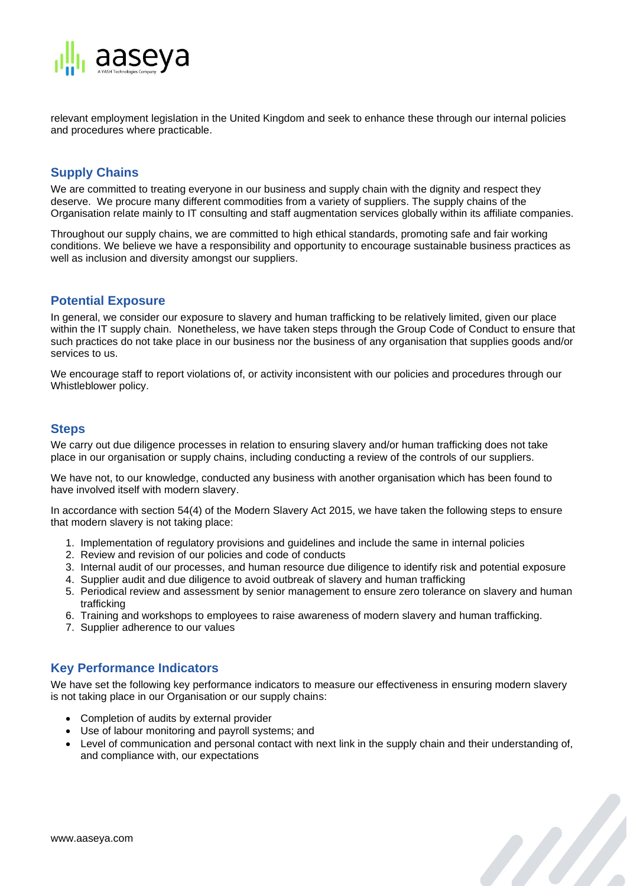relevant employment legislation in the United Kingdom and seek to enhance these through our internal policies and procedures where practicable.

## Supply Chains

We are committed to treating everyone in our business and supply chain with the dignity and respect they deserve. We procure many different commodities from a variety of suppliers. The supply chains of the Organisation relate mainly to IT consulting and staff augmentation services globally within its affiliate companies.

Throughout our supply chains, we are committed to high ethical standards, promoting safe and fair working conditions. We believe we have a responsibility and opportunity to encourage sustainable business practices as well as inclusion and diversity amongst our suppliers.

## Potential Exposure

In general, we consider our exposure to slavery and human trafficking to be relatively limited, given our place within the IT supply chain. Nonetheless, we have taken steps through the Group Code of Conduct to ensure that such practices do not take place in our business nor the business of any organisation that supplies goods and/or services to us.

We encourage staff to report violations of, or activity inconsistent with our policies and procedures through our Whistleblower policy.

## Steps

We carry out due diligence processes in relation to ensuring slavery and/or human trafficking does not take place in our organisation or supply chains, including conducting a review of the controls of our suppliers.

We have not, to our knowledge, conducted any business with another organisation which has been found to have involved itself with modern slavery.

In accordance with section 54(4) of the Modern Slavery Act 2015, we have taken the following steps to ensure that modern slavery is not taking place:

1. Implementation of regulatory provisions and guidelines and include the same in internal policies
2. Review and revision of our policies and code of conducts
3. Internal audit of our processes, and human resource due diligence to identify risk and potential exposure
4. Supplier audit and due diligence to avoid outbreak of slavery and human trafficking
5. Periodical review and assessment by senior management to ensure zero tolerance on slavery and human trafficking
6. Training and workshops to employees to raise awareness of modern slavery and human trafficking.
7. Supplier adherence to our values

## Key Performance Indicators

We have set the following key performance indicators to measure our effectiveness in ensuring modern slavery is not taking place in our Organisation or our supply chains:

- Completion of audits by external provider
- Use of labour monitoring and payroll systems; and
- Level of communication and personal contact with next link in the supply chain and their understanding of, and compliance with, our expectations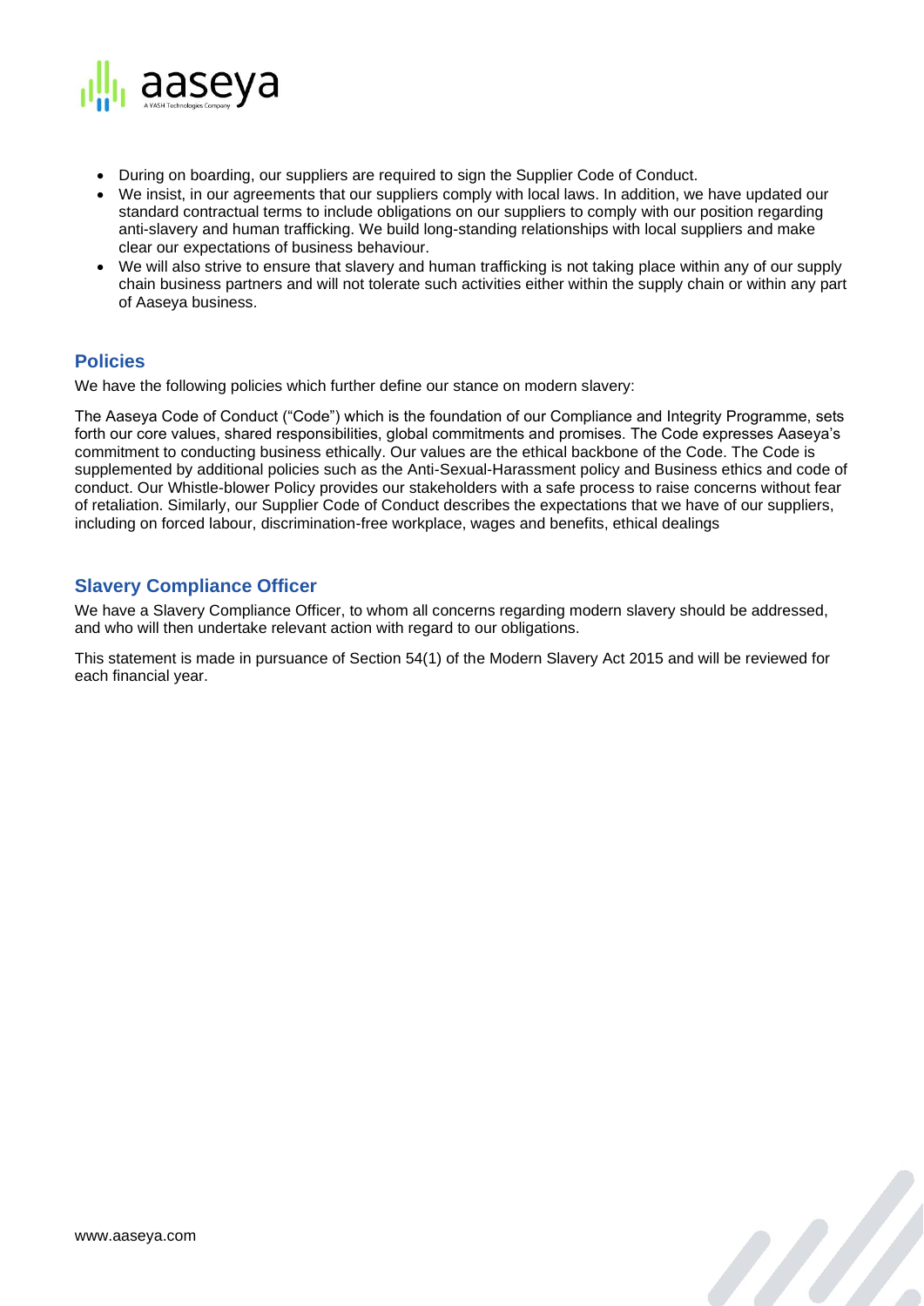- During on boarding, our suppliers are required to sign the Supplier Code of Conduct.
- We insist, in our agreements that our suppliers comply with local laws. In addition, we have updated our standard contractual terms to include obligations on our suppliers to comply with our position regarding anti-slavery and human trafficking. We build long-standing relationships with local suppliers and make clear our expectations of business behaviour.
- We will also strive to ensure that slavery and human trafficking is not taking place within any of our supply chain business partners and will not tolerate such activities either within the supply chain or within any part of Aaseya business.

## Policies

We have the following policies which further define our stance on modern slavery:

The Aaseya Code of Conduct ("Code") which is the foundation of our Compliance and Integrity Programme, sets forth our core values, shared responsibilities, global commitments and promises. The Code expresses Aaseya's commitment to conducting business ethically. Our values are the ethical backbone of the Code. The Code is supplemented by additional policies such as the Anti-Sexual-Harassment policy and Business ethics and code of conduct. Our Whistle-blower Policy provides our stakeholders with a safe process to raise concerns without fear of retaliation. Similarly, our Supplier Code of Conduct describes the expectations that we have of our suppliers, including on forced labour, discrimination-free workplace, wages and benefits, ethical dealings

## Slavery Compliance Officer

We have a Slavery Compliance Officer, to whom all concerns regarding modern slavery should be addressed, and who will then undertake relevant action with regard to our obligations.

This statement is made in pursuance of Section 54(1) of the Modern Slavery Act 2015 and will be reviewed for each financial year.